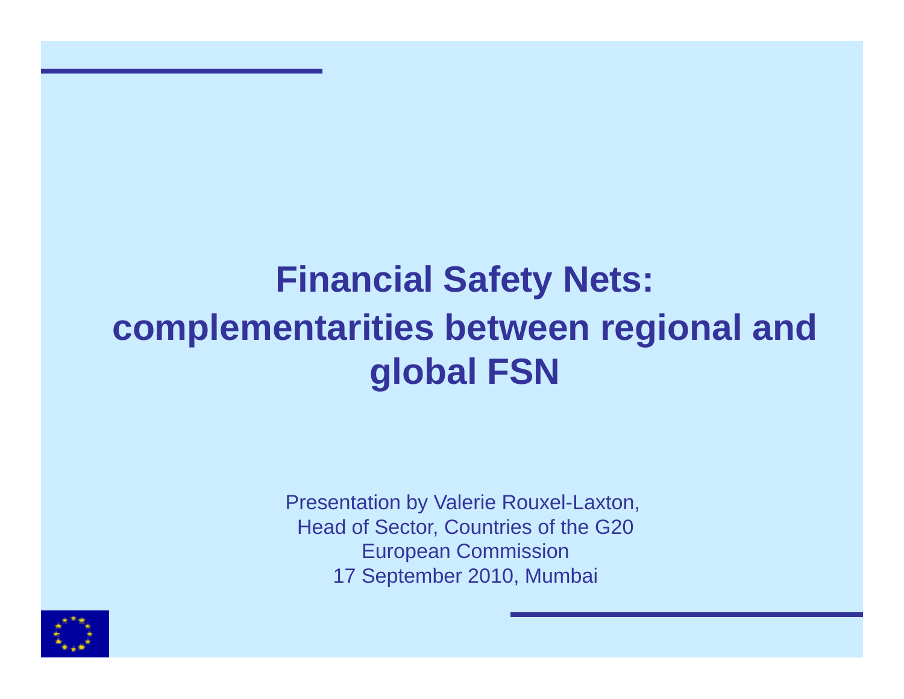# Financial Safety Nets: complementarities between regional and global FSN

Presentation by Valerie Rouxel-Laxton,
Head of Sector, Countries of the G20
European Commission
17 September 2010, Mumbai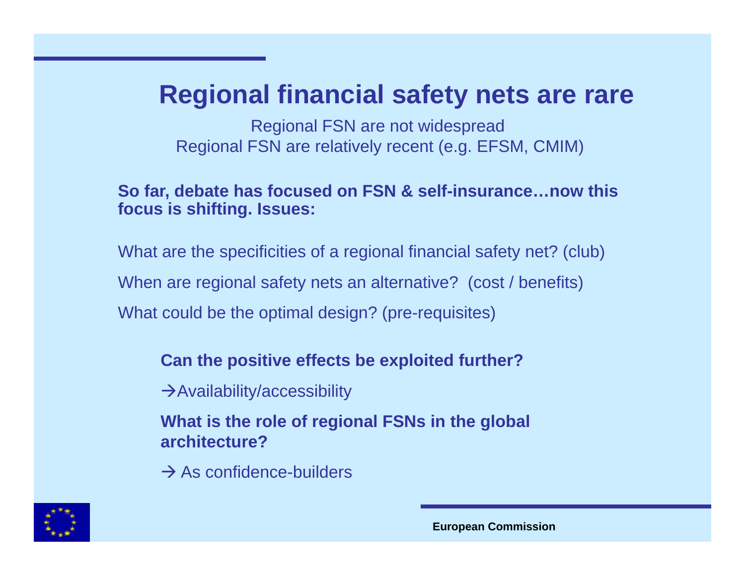# Regional financial safety nets are rare

Regional FSN are not widespread
Regional FSN are relatively recent (e.g. EFSM, CMIM)

**So far, debate has focused on FSN & self-insurance…now this focus is shifting. Issues:**

What are the specificities of a regional financial safety net? (club)

When are regional safety nets an alternative? (cost / benefits)

What could be the optimal design? (pre-requisites)

**Can the positive effects be exploited further?**

→Availability/accessibility

**What is the role of regional FSNs in the global architecture?**

→ As confidence-builders

European Commission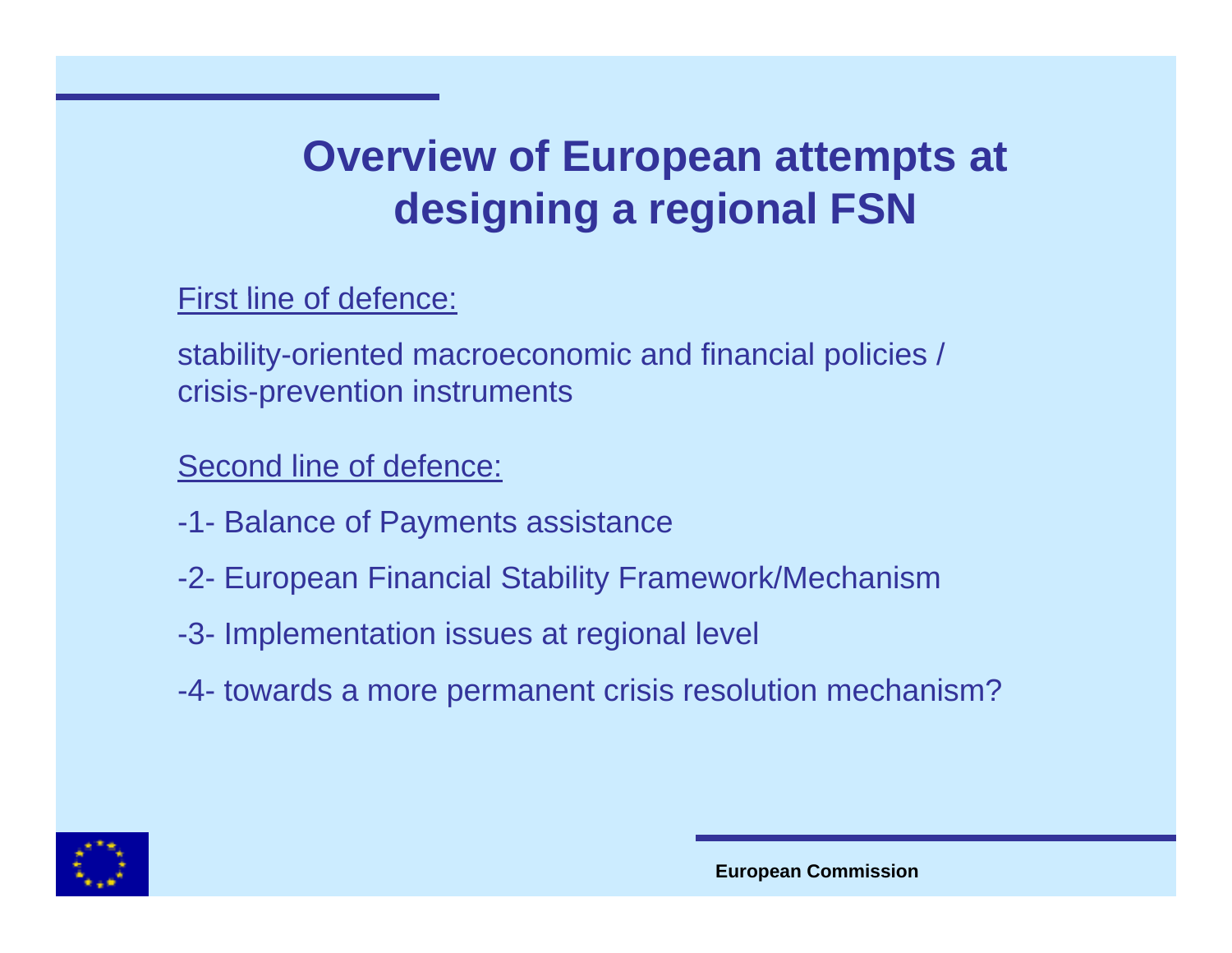# Overview of European attempts at designing a regional FSN

First line of defence:

stability-oriented macroeconomic and financial policies / crisis-prevention instruments

Second line of defence:

-1- Balance of Payments assistance

-2- European Financial Stability Framework/Mechanism

-3- Implementation issues at regional level

-4- towards a more permanent crisis resolution mechanism?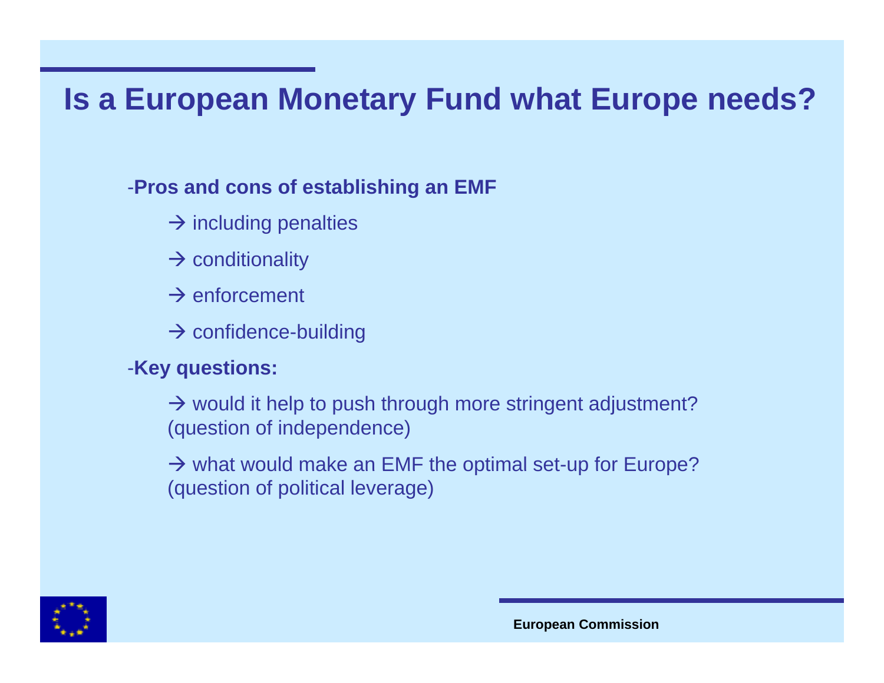# Is a European Monetary Fund what Europe needs?

- **Pros and cons of establishing an EMF**
  - → including penalties
  - → conditionality
  - → enforcement
  - → confidence-building
- **Key questions:**
  - → would it help to push through more stringent adjustment? (question of independence)
  - → what would make an EMF the optimal set-up for Europe? (question of political leverage)

**European Commission**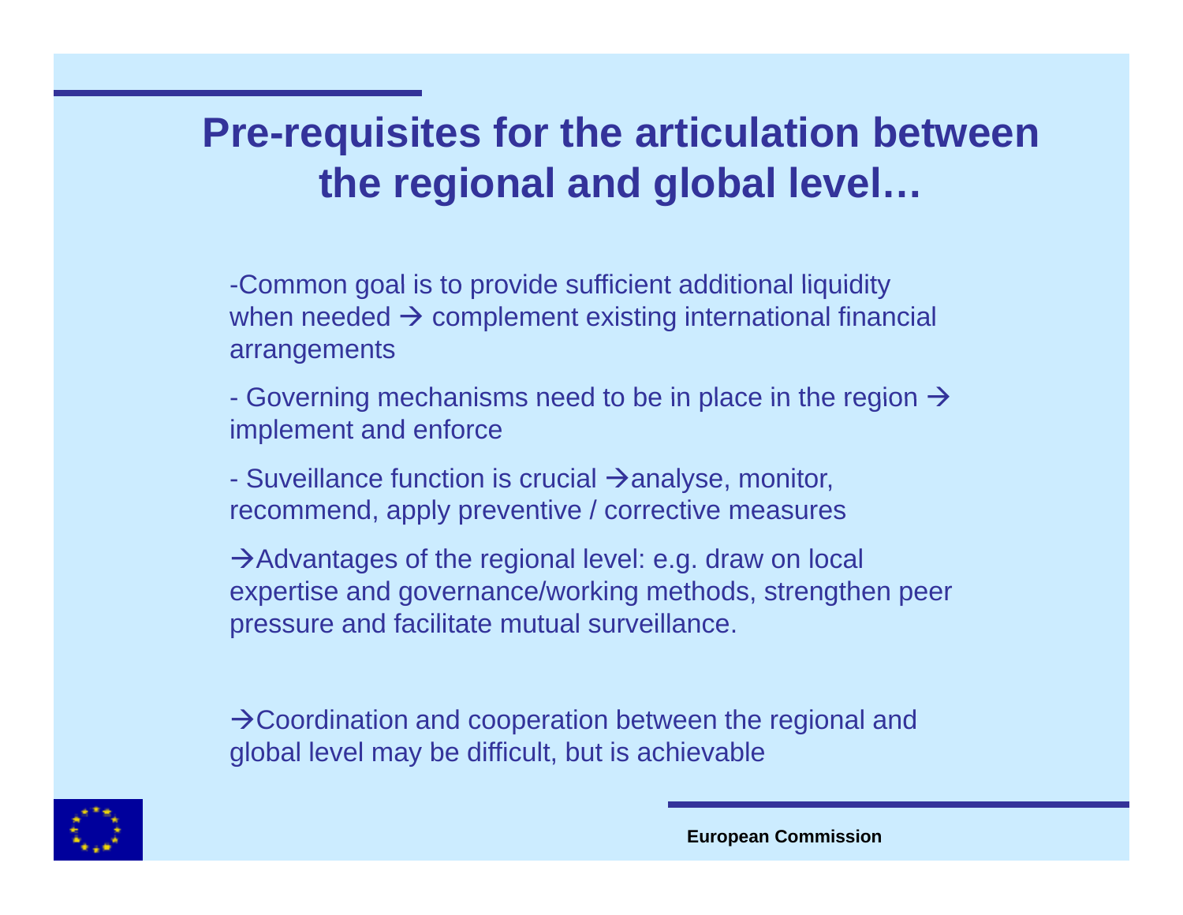# Pre-requisites for the articulation between the regional and global level…

-Common goal is to provide sufficient additional liquidity when needed → complement existing international financial arrangements

- Governing mechanisms need to be in place in the region → implement and enforce

- Suveillance function is crucial →analyse, monitor, recommend, apply preventive / corrective measures

→Advantages of the regional level: e.g. draw on local expertise and governance/working methods, strengthen peer pressure and facilitate mutual surveillance.

→Coordination and cooperation between the regional and global level may be difficult, but is achievable

**European Commission**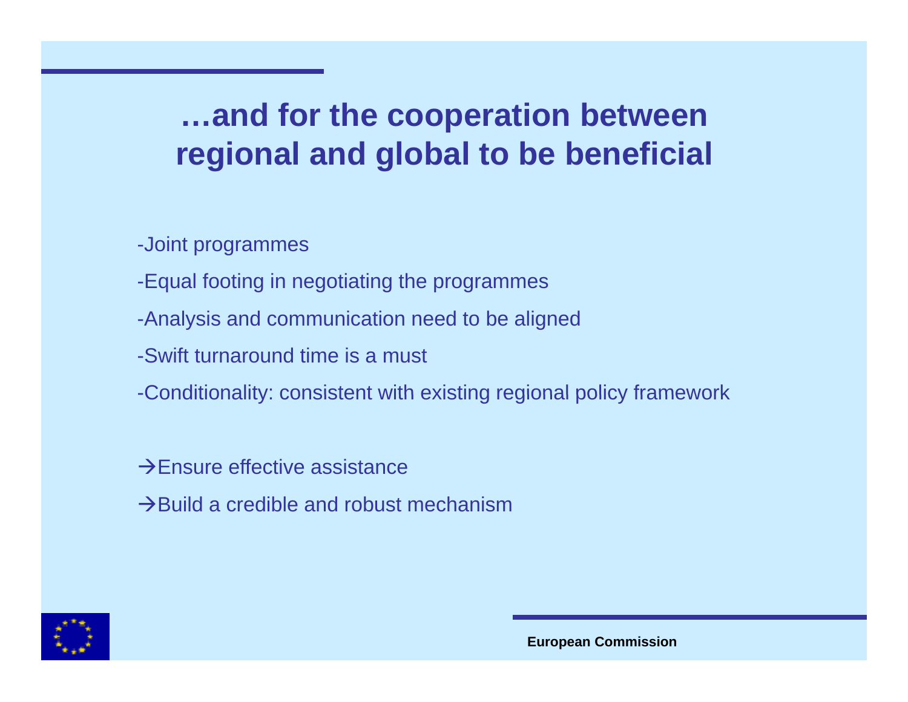# …and for the cooperation between regional and global to be beneficial

-Joint programmes

-Equal footing in negotiating the programmes

-Analysis and communication need to be aligned

-Swift turnaround time is a must

-Conditionality: consistent with existing regional policy framework

→Ensure effective assistance

→Build a credible and robust mechanism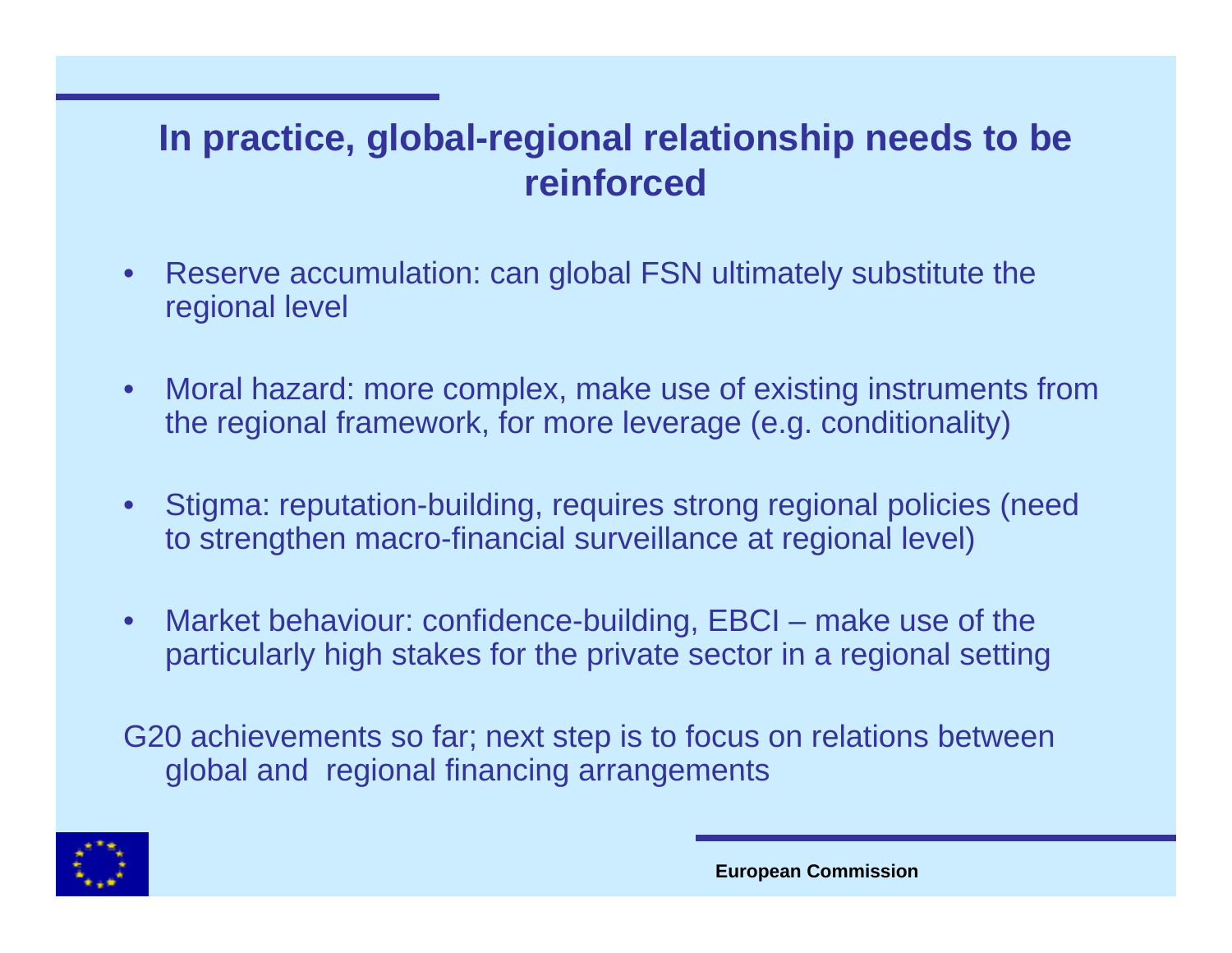## In practice, global-regional relationship needs to be reinforced

- Reserve accumulation: can global FSN ultimately substitute the regional level
- Moral hazard: more complex, make use of existing instruments from the regional framework, for more leverage (e.g. conditionality)
- Stigma: reputation-building, requires strong regional policies (need to strengthen macro-financial surveillance at regional level)
- Market behaviour: confidence-building, EBCI – make use of the particularly high stakes for the private sector in a regional setting

G20 achievements so far; next step is to focus on relations between global and regional financing arrangements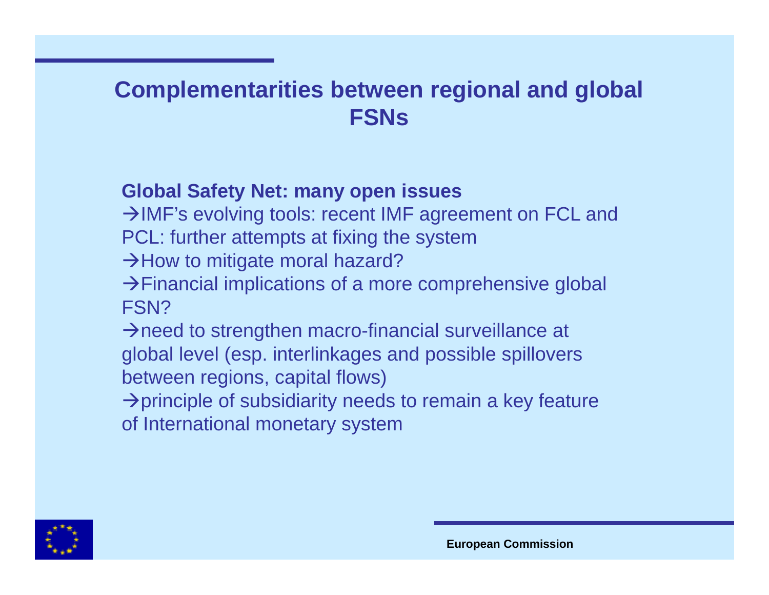# Complementarities between regional and global FSNs

**Global Safety Net: many open issues**

→IMF's evolving tools: recent IMF agreement on FCL and PCL: further attempts at fixing the system

→How to mitigate moral hazard?

→Financial implications of a more comprehensive global FSN?

→need to strengthen macro-financial surveillance at global level (esp. interlinkages and possible spillovers between regions, capital flows)

→principle of subsidiarity needs to remain a key feature of International monetary system